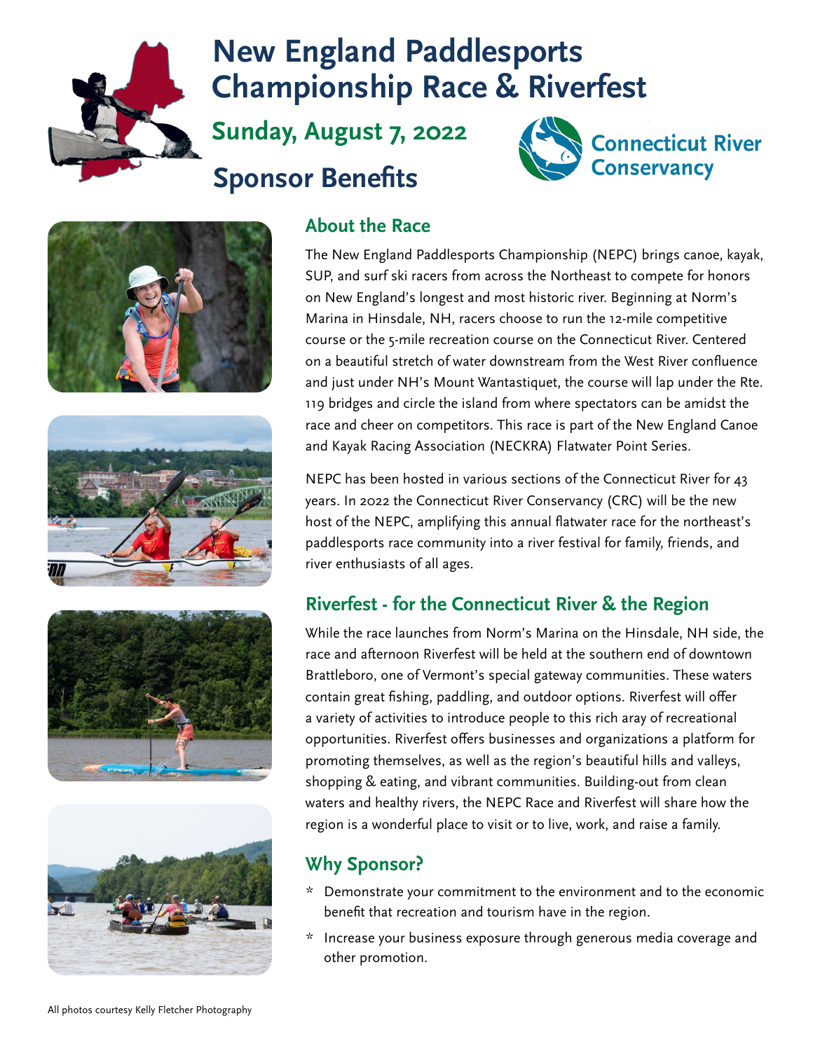# New England Paddlesports Championship Race & Riverfest

## Sunday, August 7, 2022

## Sponsor Benefits

Connecticut River Conservancy

### About the Race

The New England Paddlesports Championship (NEPC) brings canoe, kayak, SUP, and surf ski racers from across the Northeast to compete for honors on New England's longest and most historic river. Beginning at Norm's Marina in Hinsdale, NH, racers choose to run the 12-mile competitive course or the 5-mile recreation course on the Connecticut River. Centered on a beautiful stretch of water downstream from the West River confluence and just under NH's Mount Wantastiquet, the course will lap under the Rte. 119 bridges and circle the island from where spectators can be amidst the race and cheer on competitors. This race is part of the New England Canoe and Kayak Racing Association (NECKRA) Flatwater Point Series.

NEPC has been hosted in various sections of the Connecticut River for 43 years. In 2022 the Connecticut River Conservancy (CRC) will be the new host of the NEPC, amplifying this annual flatwater race for the northeast's paddlesports race community into a river festival for family, friends, and river enthusiasts of all ages.

### Riverfest - for the Connecticut River & the Region

While the race launches from Norm's Marina on the Hinsdale, NH side, the race and afternoon Riverfest will be held at the southern end of downtown Brattleboro, one of Vermont's special gateway communities. These waters contain great fishing, paddling, and outdoor options. Riverfest will offer a variety of activities to introduce people to this rich aray of recreational opportunities. Riverfest offers businesses and organizations a platform for promoting themselves, as well as the region's beautiful hills and valleys, shopping & eating, and vibrant communities. Building-out from clean waters and healthy rivers, the NEPC Race and Riverfest will share how the region is a wonderful place to visit or to live, work, and raise a family.

### Why Sponsor?

* Demonstrate your commitment to the environment and to the economic benefit that recreation and tourism have in the region.
* Increase your business exposure through generous media coverage and other promotion.

All photos courtesy Kelly Fletcher Photography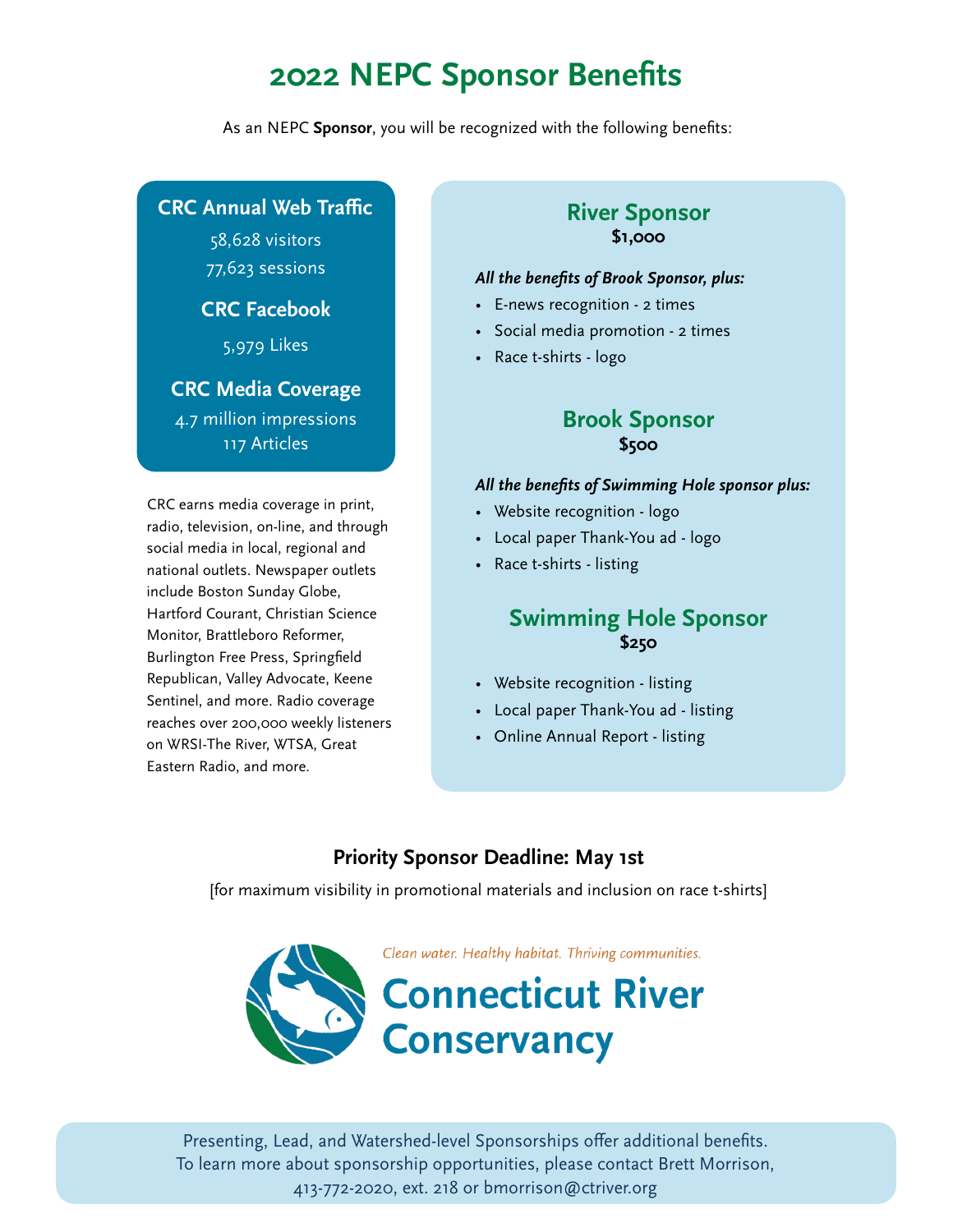# 2022 NEPC Sponsor Benefits

As an NEPC **Sponsor**, you will be recognized with the following benefits:

### CRC Annual Web Traffic

58,628 visitors
77,623 sessions

### CRC Facebook

5,979 Likes

### CRC Media Coverage

4.7 million impressions
117 Articles

CRC earns media coverage in print, radio, television, on-line, and through social media in local, regional and national outlets. Newspaper outlets include Boston Sunday Globe, Hartford Courant, Christian Science Monitor, Brattleboro Reformer, Burlington Free Press, Springfield Republican, Valley Advocate, Keene Sentinel, and more. Radio coverage reaches over 200,000 weekly listeners on WRSI-The River, WTSA, Great Eastern Radio, and more.

## River Sponsor
**$1,000**

***All the benefits of Brook Sponsor, plus:***

- E-news recognition - 2 times
- Social media promotion - 2 times
- Race t-shirts - logo

## Brook Sponsor
**$500**

***All the benefits of Swimming Hole sponsor plus:***

- Website recognition - logo
- Local paper Thank-You ad - logo
- Race t-shirts - listing

## Swimming Hole Sponsor
**$250**

- Website recognition - listing
- Local paper Thank-You ad - listing
- Online Annual Report - listing

**Priority Sponsor Deadline: May 1st**

[for maximum visibility in promotional materials and inclusion on race t-shirts]

*Clean water. Healthy habitat. Thriving communities.*

**Connecticut River Conservancy**

Presenting, Lead, and Watershed-level Sponsorships offer additional benefits.
To learn more about sponsorship opportunities, please contact Brett Morrison, 413-772-2020, ext. 218 or bmorrison@ctriver.org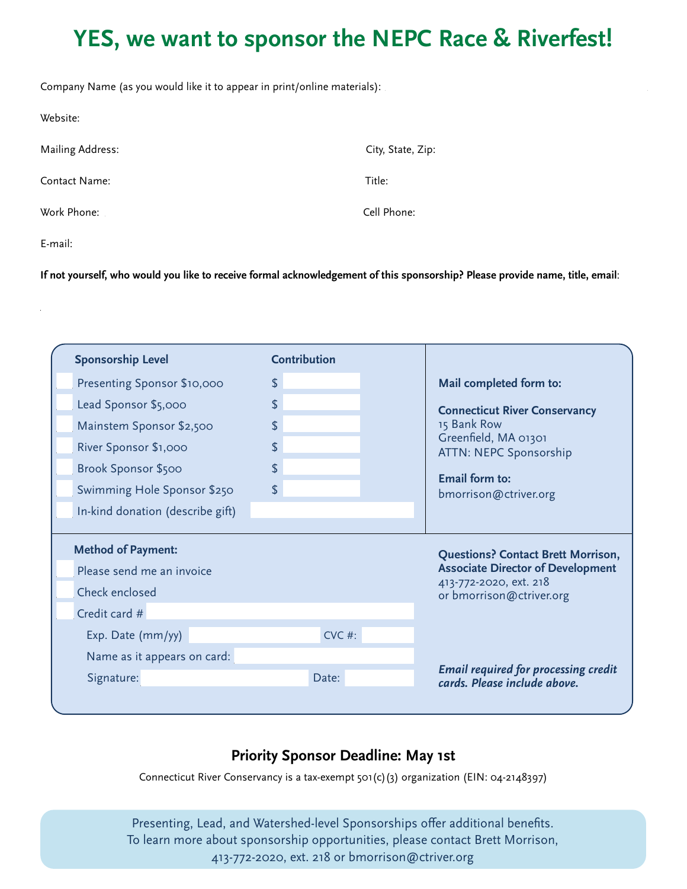# YES, we want to sponsor the NEPC Race & Riverfest!

Company Name (as you would like it to appear in print/online materials):

Website:

Mailing Address:

City, State, Zip:

Contact Name:

Title:

Work Phone:

Cell Phone:

E-mail:

**If not yourself, who would you like to receive formal acknowledgement of this sponsorship? Please provide name, title, email:**

| Sponsorship Level | Contribution |
|---|---|
| Presenting Sponsor $10,000 | $ |
| Lead Sponsor $5,000 | $ |
| Mainstem Sponsor $2,500 | $ |
| River Sponsor $1,000 | $ |
| Brook Sponsor $500 | $ |
| Swimming Hole Sponsor $250 | $ |
| In-kind donation (describe gift) | |

**Mail completed form to:**

**Connecticut River Conservancy**
15 Bank Row
Greenfield, MA 01301
ATTN: NEPC Sponsorship

**Email form to:**
bmorrison@ctriver.org

**Method of Payment:**

- Please send me an invoice
- Check enclosed
- Credit card #

Exp. Date (mm/yy) CVC #:

Name as it appears on card:

Signature: Date:

**Questions? Contact Brett Morrison, Associate Director of Development**
413-772-2020, ext. 218
or bmorrison@ctriver.org

***Email required for processing credit cards. Please include above.***

**Priority Sponsor Deadline: May 1st**

Connecticut River Conservancy is a tax-exempt 501(c)(3) organization (EIN: 04-2148397)

Presenting, Lead, and Watershed-level Sponsorships offer additional benefits.
To learn more about sponsorship opportunities, please contact Brett Morrison,
413-772-2020, ext. 218 or bmorrison@ctriver.org